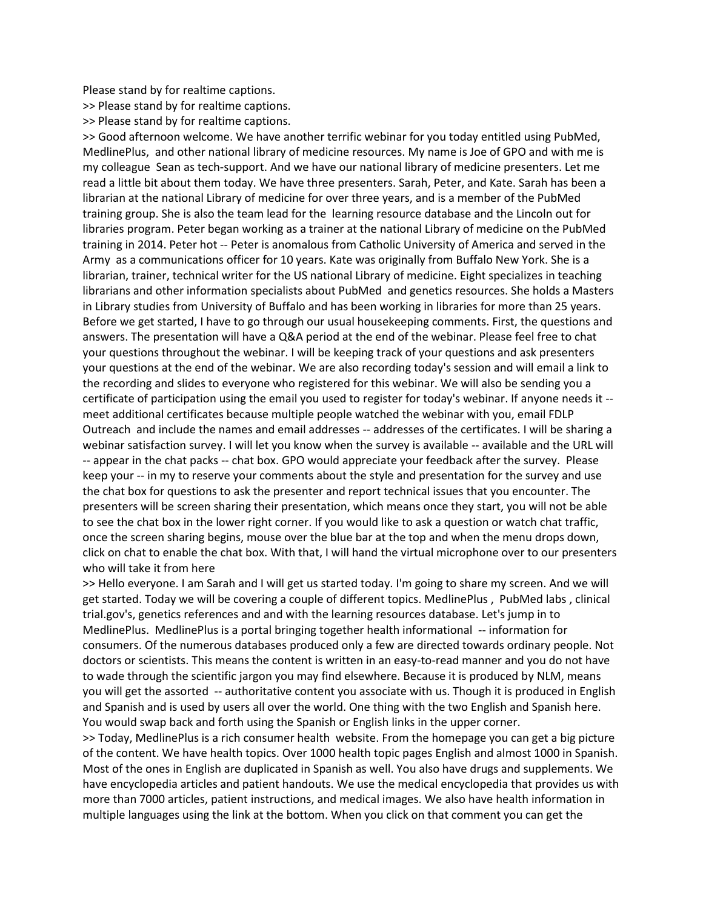Please stand by for realtime captions.

>> Please stand by for realtime captions.

>> Please stand by for realtime captions.

>> Good afternoon welcome. We have another terrific webinar for you today entitled using PubMed, MedlinePlus, and other national library of medicine resources. My name is Joe of GPO and with me is my colleague Sean as tech-support. And we have our national library of medicine presenters. Let me read a little bit about them today. We have three presenters. Sarah, Peter, and Kate. Sarah has been a librarian at the national Library of medicine for over three years, and is a member of the PubMed training group. She is also the team lead for the learning resource database and the Lincoln out for libraries program. Peter began working as a trainer at the national Library of medicine on the PubMed training in 2014. Peter hot -- Peter is anomalous from Catholic University of America and served in the Army as a communications officer for 10 years. Kate was originally from Buffalo New York. She is a librarian, trainer, technical writer for the US national Library of medicine. Eight specializes in teaching librarians and other information specialists about PubMed and genetics resources. She holds a Masters in Library studies from University of Buffalo and has been working in libraries for more than 25 years. Before we get started, I have to go through our usual housekeeping comments. First, the questions and answers. The presentation will have a Q&A period at the end of the webinar. Please feel free to chat your questions throughout the webinar. I will be keeping track of your questions and ask presenters your questions at the end of the webinar. We are also recording today's session and will email a link to the recording and slides to everyone who registered for this webinar. We will also be sending you a certificate of participation using the email you used to register for today's webinar. If anyone needs it -- meet additional certificates because multiple people watched the webinar with you, email FDLP Outreach and include the names and email addresses -- addresses of the certificates. I will be sharing a webinar satisfaction survey. I will let you know when the survey is available -- available and the URL will -- appear in the chat packs -- chat box. GPO would appreciate your feedback after the survey. Please keep your -- in my to reserve your comments about the style and presentation for the survey and use the chat box for questions to ask the presenter and report technical issues that you encounter. The presenters will be screen sharing their presentation, which means once they start, you will not be able to see the chat box in the lower right corner. If you would like to ask a question or watch chat traffic, once the screen sharing begins, mouse over the blue bar at the top and when the menu drops down, click on chat to enable the chat box. With that, I will hand the virtual microphone over to our presenters who will take it from here

>> Hello everyone. I am Sarah and I will get us started today. I'm going to share my screen. And we will get started. Today we will be covering a couple of different topics. MedlinePlus , PubMed labs , clinical trial.gov's, genetics references and and with the learning resources database. Let's jump in to MedlinePlus. MedlinePlus is a portal bringing together health informational -- information for consumers. Of the numerous databases produced only a few are directed towards ordinary people. Not doctors or scientists. This means the content is written in an easy-to-read manner and you do not have to wade through the scientific jargon you may find elsewhere. Because it is produced by NLM, means you will get the assorted -- authoritative content you associate with us. Though it is produced in English and Spanish and is used by users all over the world. One thing with the two English and Spanish here. You would swap back and forth using the Spanish or English links in the upper corner.

>> Today, MedlinePlus is a rich consumer health website. From the homepage you can get a big picture of the content. We have health topics. Over 1000 health topic pages English and almost 1000 in Spanish. Most of the ones in English are duplicated in Spanish as well. You also have drugs and supplements. We have encyclopedia articles and patient handouts. We use the medical encyclopedia that provides us with more than 7000 articles, patient instructions, and medical images. We also have health information in multiple languages using the link at the bottom. When you click on that comment you can get the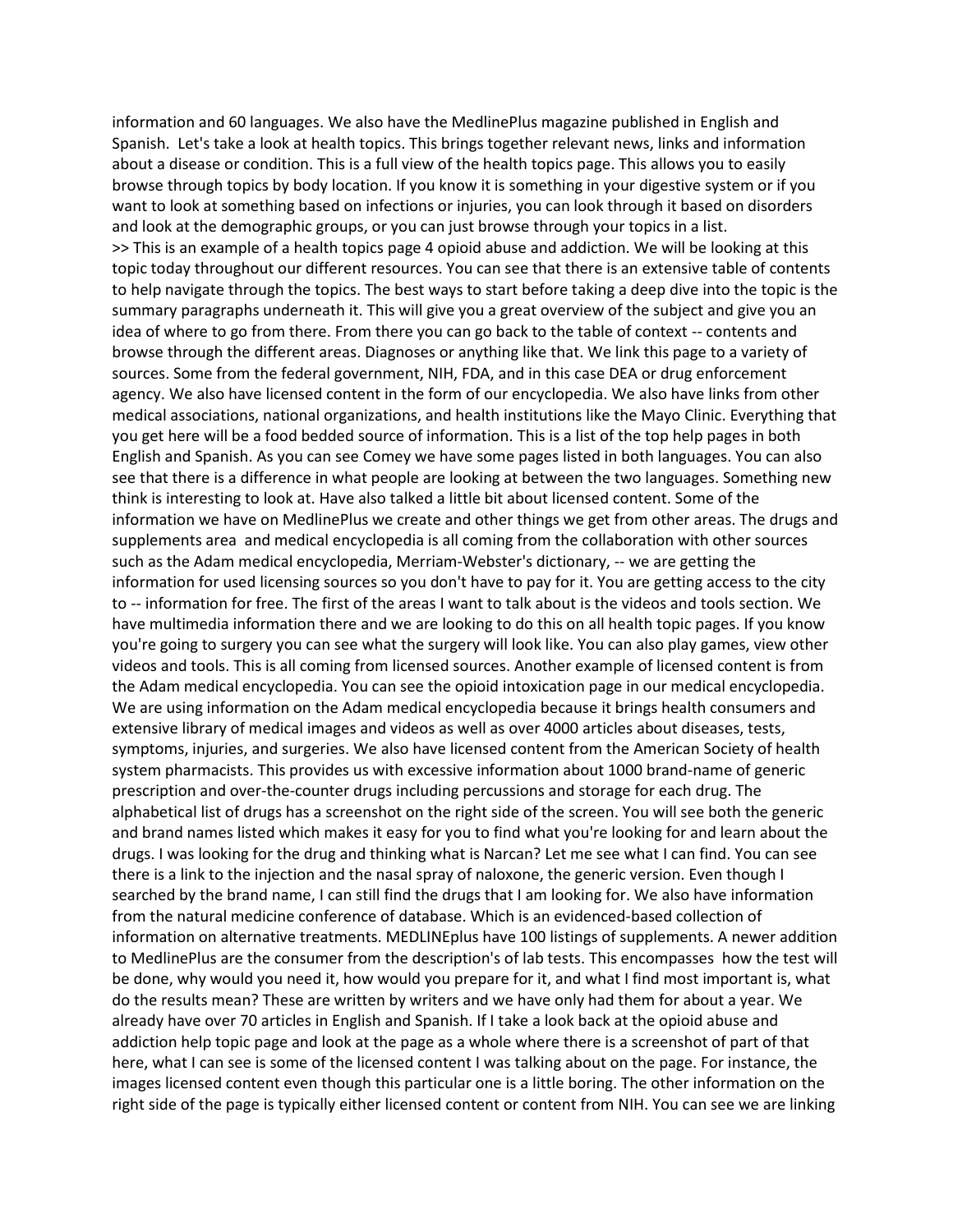information and 60 languages. We also have the MedlinePlus magazine published in English and Spanish. Let's take a look at health topics. This brings together relevant news, links and information about a disease or condition. This is a full view of the health topics page. This allows you to easily browse through topics by body location. If you know it is something in your digestive system or if you want to look at something based on infections or injuries, you can look through it based on disorders and look at the demographic groups, or you can just browse through your topics in a list.

>> This is an example of a health topics page 4 opioid abuse and addiction. We will be looking at this topic today throughout our different resources. You can see that there is an extensive table of contents to help navigate through the topics. The best ways to start before taking a deep dive into the topic is the summary paragraphs underneath it. This will give you a great overview of the subject and give you an idea of where to go from there. From there you can go back to the table of context -- contents and browse through the different areas. Diagnoses or anything like that. We link this page to a variety of sources. Some from the federal government, NIH, FDA, and in this case DEA or drug enforcement agency. We also have licensed content in the form of our encyclopedia. We also have links from other medical associations, national organizations, and health institutions like the Mayo Clinic. Everything that you get here will be a food bedded source of information. This is a list of the top help pages in both English and Spanish. As you can see Comey we have some pages listed in both languages. You can also see that there is a difference in what people are looking at between the two languages. Something new think is interesting to look at. Have also talked a little bit about licensed content. Some of the information we have on MedlinePlus we create and other things we get from other areas. The drugs and supplements area and medical encyclopedia is all coming from the collaboration with other sources such as the Adam medical encyclopedia, Merriam-Webster's dictionary, -- we are getting the information for used licensing sources so you don't have to pay for it. You are getting access to the city to -- information for free. The first of the areas I want to talk about is the videos and tools section. We have multimedia information there and we are looking to do this on all health topic pages. If you know you're going to surgery you can see what the surgery will look like. You can also play games, view other videos and tools. This is all coming from licensed sources. Another example of licensed content is from the Adam medical encyclopedia. You can see the opioid intoxication page in our medical encyclopedia. We are using information on the Adam medical encyclopedia because it brings health consumers and extensive library of medical images and videos as well as over 4000 articles about diseases, tests, symptoms, injuries, and surgeries. We also have licensed content from the American Society of health system pharmacists. This provides us with excessive information about 1000 brand-name of generic prescription and over-the-counter drugs including percussions and storage for each drug. The alphabetical list of drugs has a screenshot on the right side of the screen. You will see both the generic and brand names listed which makes it easy for you to find what you're looking for and learn about the drugs. I was looking for the drug and thinking what is Narcan? Let me see what I can find. You can see there is a link to the injection and the nasal spray of naloxone, the generic version. Even though I searched by the brand name, I can still find the drugs that I am looking for. We also have information from the natural medicine conference of database. Which is an evidenced-based collection of information on alternative treatments. MEDLINEplus have 100 listings of supplements. A newer addition to MedlinePlus are the consumer from the description's of lab tests. This encompasses how the test will be done, why would you need it, how would you prepare for it, and what I find most important is, what do the results mean? These are written by writers and we have only had them for about a year. We already have over 70 articles in English and Spanish. If I take a look back at the opioid abuse and addiction help topic page and look at the page as a whole where there is a screenshot of part of that here, what I can see is some of the licensed content I was talking about on the page. For instance, the images licensed content even though this particular one is a little boring. The other information on the right side of the page is typically either licensed content or content from NIH. You can see we are linking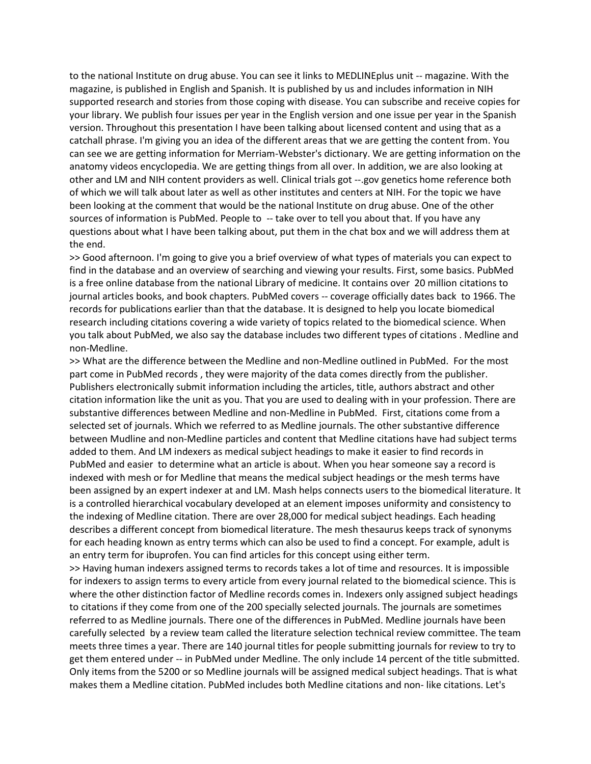to the national Institute on drug abuse. You can see it links to MEDLINEplus unit -- magazine. With the magazine, is published in English and Spanish. It is published by us and includes information in NIH supported research and stories from those coping with disease. You can subscribe and receive copies for your library. We publish four issues per year in the English version and one issue per year in the Spanish version. Throughout this presentation I have been talking about licensed content and using that as a catchall phrase. I'm giving you an idea of the different areas that we are getting the content from. You can see we are getting information for Merriam-Webster's dictionary. We are getting information on the anatomy videos encyclopedia. We are getting things from all over. In addition, we are also looking at other and LM and NIH content providers as well. Clinical trials got --.gov genetics home reference both of which we will talk about later as well as other institutes and centers at NIH. For the topic we have been looking at the comment that would be the national Institute on drug abuse. One of the other sources of information is PubMed. People to -- take over to tell you about that. If you have any questions about what I have been talking about, put them in the chat box and we will address them at the end.

>> Good afternoon. I'm going to give you a brief overview of what types of materials you can expect to find in the database and an overview of searching and viewing your results. First, some basics. PubMed is a free online database from the national Library of medicine. It contains over 20 million citations to journal articles books, and book chapters. PubMed covers -- coverage officially dates back to 1966. The records for publications earlier than that the database. It is designed to help you locate biomedical research including citations covering a wide variety of topics related to the biomedical science. When you talk about PubMed, we also say the database includes two different types of citations . Medline and non-Medline.

>> What are the difference between the Medline and non-Medline outlined in PubMed. For the most part come in PubMed records , they were majority of the data comes directly from the publisher. Publishers electronically submit information including the articles, title, authors abstract and other citation information like the unit as you. That you are used to dealing with in your profession. There are substantive differences between Medline and non-Medline in PubMed. First, citations come from a selected set of journals. Which we referred to as Medline journals. The other substantive difference between Mudline and non-Medline particles and content that Medline citations have had subject terms added to them. And LM indexers as medical subject headings to make it easier to find records in PubMed and easier to determine what an article is about. When you hear someone say a record is indexed with mesh or for Medline that means the medical subject headings or the mesh terms have been assigned by an expert indexer at and LM. Mash helps connects users to the biomedical literature. It is a controlled hierarchical vocabulary developed at an element imposes uniformity and consistency to the indexing of Medline citation. There are over 28,000 for medical subject headings. Each heading describes a different concept from biomedical literature. The mesh thesaurus keeps track of synonyms for each heading known as entry terms which can also be used to find a concept. For example, adult is an entry term for ibuprofen. You can find articles for this concept using either term.

>> Having human indexers assigned terms to records takes a lot of time and resources. It is impossible for indexers to assign terms to every article from every journal related to the biomedical science. This is where the other distinction factor of Medline records comes in. Indexers only assigned subject headings to citations if they come from one of the 200 specially selected journals. The journals are sometimes referred to as Medline journals. There one of the differences in PubMed. Medline journals have been carefully selected by a review team called the literature selection technical review committee. The team meets three times a year. There are 140 journal titles for people submitting journals for review to try to get them entered under -- in PubMed under Medline. The only include 14 percent of the title submitted. Only items from the 5200 or so Medline journals will be assigned medical subject headings. That is what makes them a Medline citation. PubMed includes both Medline citations and non- like citations. Let's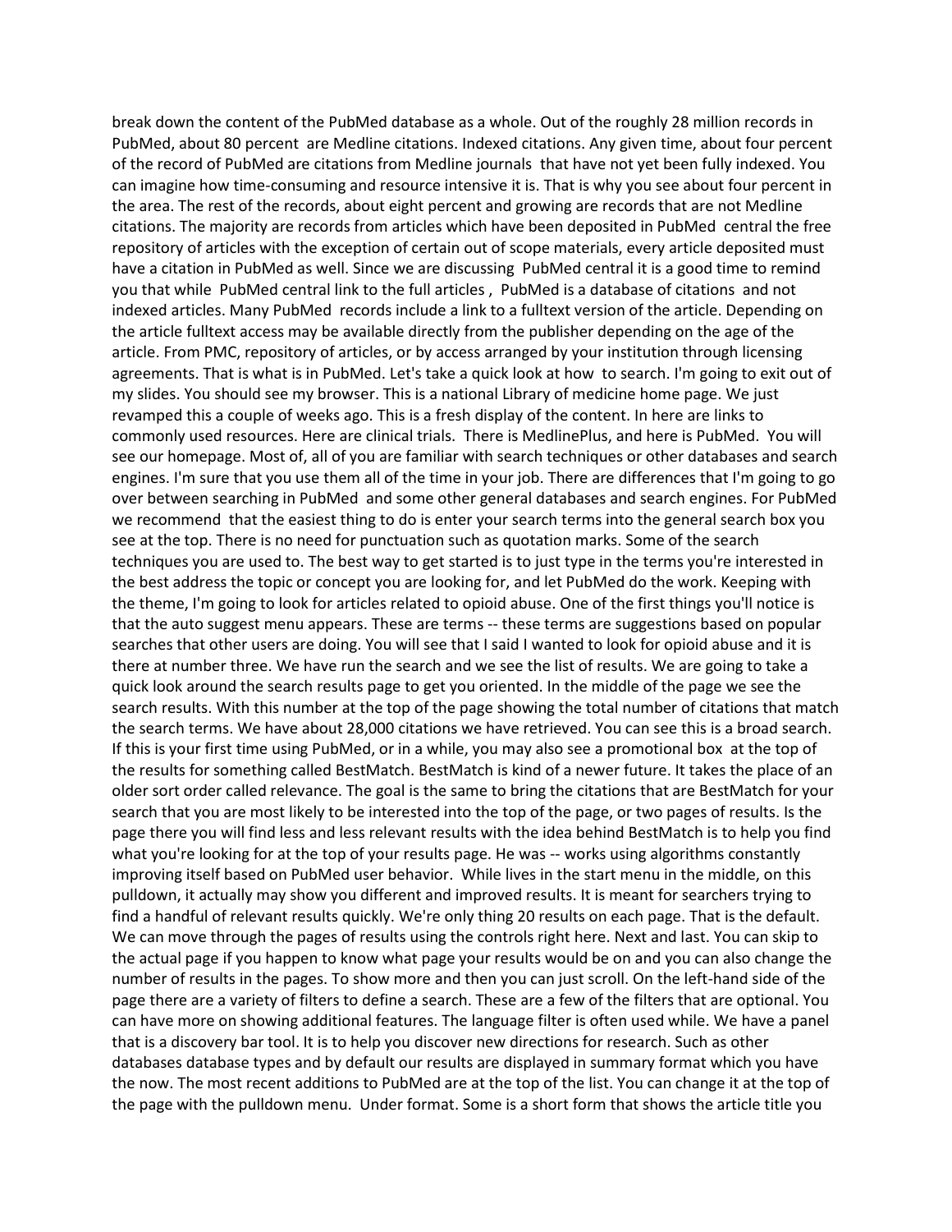break down the content of the PubMed database as a whole. Out of the roughly 28 million records in PubMed, about 80 percent are Medline citations. Indexed citations. Any given time, about four percent of the record of PubMed are citations from Medline journals that have not yet been fully indexed. You can imagine how time-consuming and resource intensive it is. That is why you see about four percent in the area. The rest of the records, about eight percent and growing are records that are not Medline citations. The majority are records from articles which have been deposited in PubMed central the free repository of articles with the exception of certain out of scope materials, every article deposited must have a citation in PubMed as well. Since we are discussing PubMed central it is a good time to remind you that while PubMed central link to the full articles , PubMed is a database of citations and not indexed articles. Many PubMed records include a link to a fulltext version of the article. Depending on the article fulltext access may be available directly from the publisher depending on the age of the article. From PMC, repository of articles, or by access arranged by your institution through licensing agreements. That is what is in PubMed. Let's take a quick look at how to search. I'm going to exit out of my slides. You should see my browser. This is a national Library of medicine home page. We just revamped this a couple of weeks ago. This is a fresh display of the content. In here are links to commonly used resources. Here are clinical trials. There is MedlinePlus, and here is PubMed. You will see our homepage. Most of, all of you are familiar with search techniques or other databases and search engines. I'm sure that you use them all of the time in your job. There are differences that I'm going to go over between searching in PubMed and some other general databases and search engines. For PubMed we recommend that the easiest thing to do is enter your search terms into the general search box you see at the top. There is no need for punctuation such as quotation marks. Some of the search techniques you are used to. The best way to get started is to just type in the terms you're interested in the best address the topic or concept you are looking for, and let PubMed do the work. Keeping with the theme, I'm going to look for articles related to opioid abuse. One of the first things you'll notice is that the auto suggest menu appears. These are terms -- these terms are suggestions based on popular searches that other users are doing. You will see that I said I wanted to look for opioid abuse and it is there at number three. We have run the search and we see the list of results. We are going to take a quick look around the search results page to get you oriented. In the middle of the page we see the search results. With this number at the top of the page showing the total number of citations that match the search terms. We have about 28,000 citations we have retrieved. You can see this is a broad search. If this is your first time using PubMed, or in a while, you may also see a promotional box at the top of the results for something called BestMatch. BestMatch is kind of a newer future. It takes the place of an older sort order called relevance. The goal is the same to bring the citations that are BestMatch for your search that you are most likely to be interested into the top of the page, or two pages of results. Is the page there you will find less and less relevant results with the idea behind BestMatch is to help you find what you're looking for at the top of your results page. He was -- works using algorithms constantly improving itself based on PubMed user behavior. While lives in the start menu in the middle, on this pulldown, it actually may show you different and improved results. It is meant for searchers trying to find a handful of relevant results quickly. We're only thing 20 results on each page. That is the default. We can move through the pages of results using the controls right here. Next and last. You can skip to the actual page if you happen to know what page your results would be on and you can also change the number of results in the pages. To show more and then you can just scroll. On the left-hand side of the page there are a variety of filters to define a search. These are a few of the filters that are optional. You can have more on showing additional features. The language filter is often used while. We have a panel that is a discovery bar tool. It is to help you discover new directions for research. Such as other databases database types and by default our results are displayed in summary format which you have the now. The most recent additions to PubMed are at the top of the list. You can change it at the top of the page with the pulldown menu. Under format. Some is a short form that shows the article title you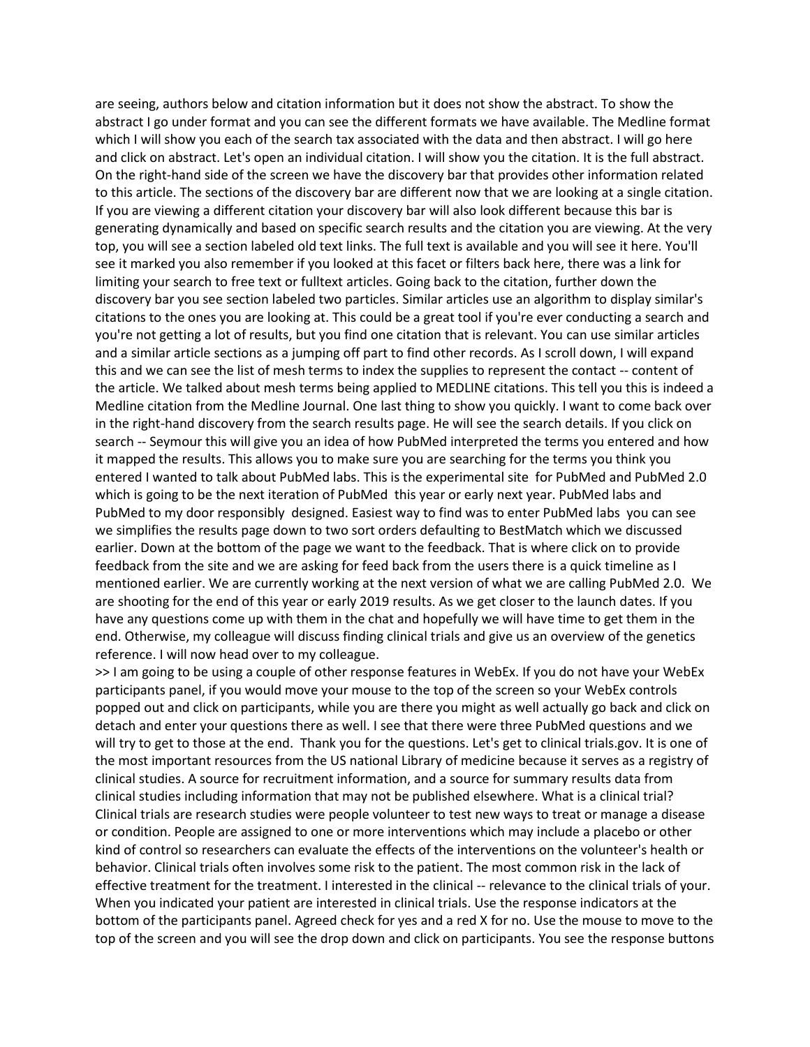are seeing, authors below and citation information but it does not show the abstract. To show the abstract I go under format and you can see the different formats we have available. The Medline format which I will show you each of the search tax associated with the data and then abstract. I will go here and click on abstract. Let's open an individual citation. I will show you the citation. It is the full abstract. On the right-hand side of the screen we have the discovery bar that provides other information related to this article. The sections of the discovery bar are different now that we are looking at a single citation. If you are viewing a different citation your discovery bar will also look different because this bar is generating dynamically and based on specific search results and the citation you are viewing. At the very top, you will see a section labeled old text links. The full text is available and you will see it here. You'll see it marked you also remember if you looked at this facet or filters back here, there was a link for limiting your search to free text or fulltext articles. Going back to the citation, further down the discovery bar you see section labeled two particles. Similar articles use an algorithm to display similar's citations to the ones you are looking at. This could be a great tool if you're ever conducting a search and you're not getting a lot of results, but you find one citation that is relevant. You can use similar articles and a similar article sections as a jumping off part to find other records. As I scroll down, I will expand this and we can see the list of mesh terms to index the supplies to represent the contact -- content of the article. We talked about mesh terms being applied to MEDLINE citations. This tell you this is indeed a Medline citation from the Medline Journal. One last thing to show you quickly. I want to come back over in the right-hand discovery from the search results page. He will see the search details. If you click on search -- Seymour this will give you an idea of how PubMed interpreted the terms you entered and how it mapped the results. This allows you to make sure you are searching for the terms you think you entered I wanted to talk about PubMed labs. This is the experimental site for PubMed and PubMed 2.0 which is going to be the next iteration of PubMed this year or early next year. PubMed labs and PubMed to my door responsibly designed. Easiest way to find was to enter PubMed labs you can see we simplifies the results page down to two sort orders defaulting to BestMatch which we discussed earlier. Down at the bottom of the page we want to the feedback. That is where click on to provide feedback from the site and we are asking for feed back from the users there is a quick timeline as I mentioned earlier. We are currently working at the next version of what we are calling PubMed 2.0. We are shooting for the end of this year or early 2019 results. As we get closer to the launch dates. If you have any questions come up with them in the chat and hopefully we will have time to get them in the end. Otherwise, my colleague will discuss finding clinical trials and give us an overview of the genetics reference. I will now head over to my colleague.

>> I am going to be using a couple of other response features in WebEx. If you do not have your WebEx participants panel, if you would move your mouse to the top of the screen so your WebEx controls popped out and click on participants, while you are there you might as well actually go back and click on detach and enter your questions there as well. I see that there were three PubMed questions and we will try to get to those at the end. Thank you for the questions. Let's get to clinical trials.gov. It is one of the most important resources from the US national Library of medicine because it serves as a registry of clinical studies. A source for recruitment information, and a source for summary results data from clinical studies including information that may not be published elsewhere. What is a clinical trial? Clinical trials are research studies were people volunteer to test new ways to treat or manage a disease or condition. People are assigned to one or more interventions which may include a placebo or other kind of control so researchers can evaluate the effects of the interventions on the volunteer's health or behavior. Clinical trials often involves some risk to the patient. The most common risk in the lack of effective treatment for the treatment. I interested in the clinical -- relevance to the clinical trials of your. When you indicated your patient are interested in clinical trials. Use the response indicators at the bottom of the participants panel. Agreed check for yes and a red X for no. Use the mouse to move to the top of the screen and you will see the drop down and click on participants. You see the response buttons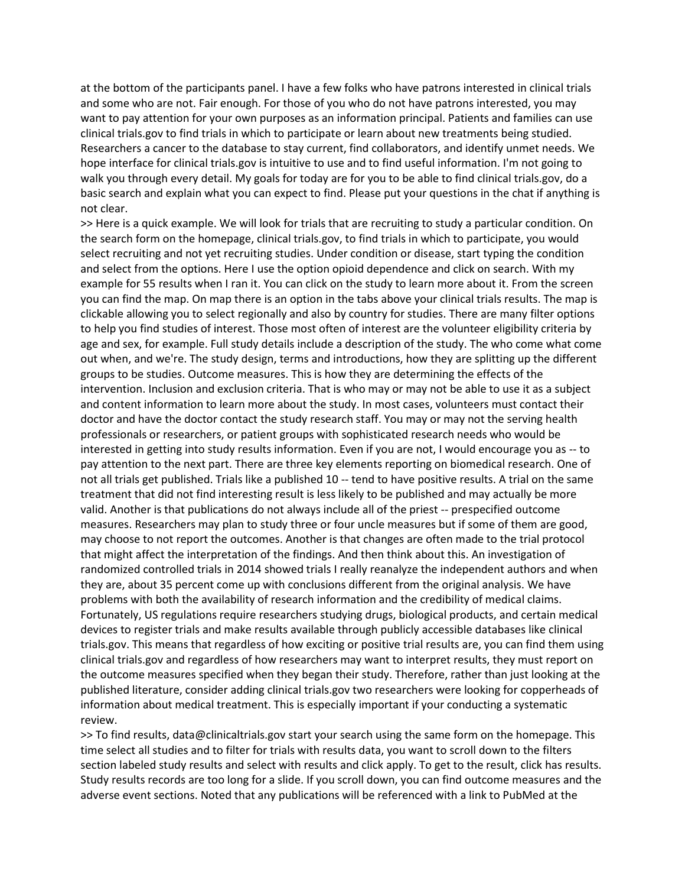at the bottom of the participants panel. I have a few folks who have patrons interested in clinical trials and some who are not. Fair enough. For those of you who do not have patrons interested, you may want to pay attention for your own purposes as an information principal. Patients and families can use clinical trials.gov to find trials in which to participate or learn about new treatments being studied. Researchers a cancer to the database to stay current, find collaborators, and identify unmet needs. We hope interface for clinical trials.gov is intuitive to use and to find useful information. I'm not going to walk you through every detail. My goals for today are for you to be able to find clinical trials.gov, do a basic search and explain what you can expect to find. Please put your questions in the chat if anything is not clear.

>> Here is a quick example. We will look for trials that are recruiting to study a particular condition. On the search form on the homepage, clinical trials.gov, to find trials in which to participate, you would select recruiting and not yet recruiting studies. Under condition or disease, start typing the condition and select from the options. Here I use the option opioid dependence and click on search. With my example for 55 results when I ran it. You can click on the study to learn more about it. From the screen you can find the map. On map there is an option in the tabs above your clinical trials results. The map is clickable allowing you to select regionally and also by country for studies. There are many filter options to help you find studies of interest. Those most often of interest are the volunteer eligibility criteria by age and sex, for example. Full study details include a description of the study. The who come what come out when, and we're. The study design, terms and introductions, how they are splitting up the different groups to be studies. Outcome measures. This is how they are determining the effects of the intervention. Inclusion and exclusion criteria. That is who may or may not be able to use it as a subject and content information to learn more about the study. In most cases, volunteers must contact their doctor and have the doctor contact the study research staff. You may or may not the serving health professionals or researchers, or patient groups with sophisticated research needs who would be interested in getting into study results information. Even if you are not, I would encourage you as -- to pay attention to the next part. There are three key elements reporting on biomedical research. One of not all trials get published. Trials like a published 10 -- tend to have positive results. A trial on the same treatment that did not find interesting result is less likely to be published and may actually be more valid. Another is that publications do not always include all of the priest -- prespecified outcome measures. Researchers may plan to study three or four uncle measures but if some of them are good, may choose to not report the outcomes. Another is that changes are often made to the trial protocol that might affect the interpretation of the findings. And then think about this. An investigation of randomized controlled trials in 2014 showed trials I really reanalyze the independent authors and when they are, about 35 percent come up with conclusions different from the original analysis. We have problems with both the availability of research information and the credibility of medical claims. Fortunately, US regulations require researchers studying drugs, biological products, and certain medical devices to register trials and make results available through publicly accessible databases like clinical trials.gov. This means that regardless of how exciting or positive trial results are, you can find them using clinical trials.gov and regardless of how researchers may want to interpret results, they must report on the outcome measures specified when they began their study. Therefore, rather than just looking at the published literature, consider adding clinical trials.gov two researchers were looking for copperheads of information about medical treatment. This is especially important if your conducting a systematic review.

>> To find results, data@clinicaltrials.gov start your search using the same form on the homepage. This time select all studies and to filter for trials with results data, you want to scroll down to the filters section labeled study results and select with results and click apply. To get to the result, click has results. Study results records are too long for a slide. If you scroll down, you can find outcome measures and the adverse event sections. Noted that any publications will be referenced with a link to PubMed at the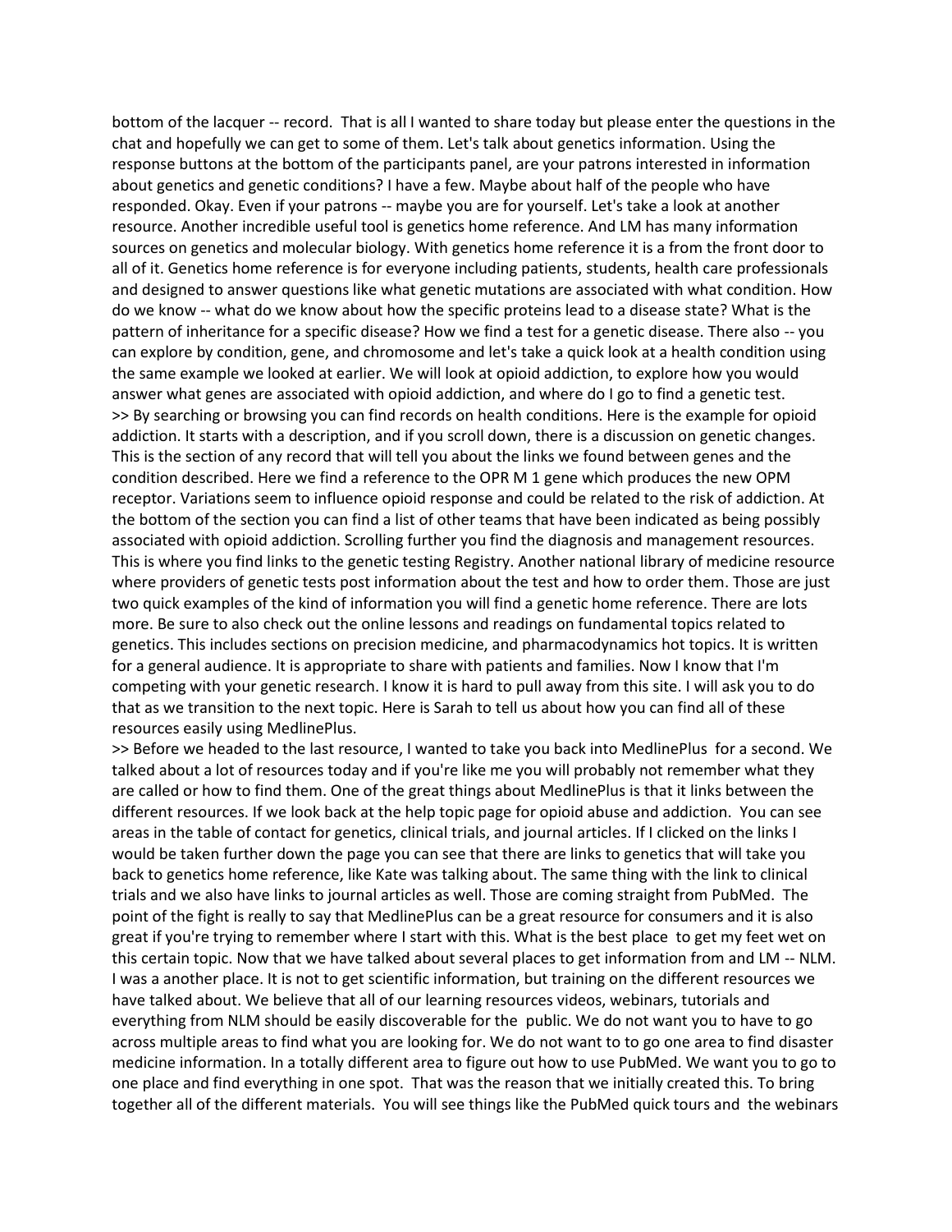bottom of the lacquer -- record. That is all I wanted to share today but please enter the questions in the chat and hopefully we can get to some of them. Let's talk about genetics information. Using the response buttons at the bottom of the participants panel, are your patrons interested in information about genetics and genetic conditions? I have a few. Maybe about half of the people who have responded. Okay. Even if your patrons -- maybe you are for yourself. Let's take a look at another resource. Another incredible useful tool is genetics home reference. And LM has many information sources on genetics and molecular biology. With genetics home reference it is a from the front door to all of it. Genetics home reference is for everyone including patients, students, health care professionals and designed to answer questions like what genetic mutations are associated with what condition. How do we know -- what do we know about how the specific proteins lead to a disease state? What is the pattern of inheritance for a specific disease? How we find a test for a genetic disease. There also -- you can explore by condition, gene, and chromosome and let's take a quick look at a health condition using the same example we looked at earlier. We will look at opioid addiction, to explore how you would answer what genes are associated with opioid addiction, and where do I go to find a genetic test.

>> By searching or browsing you can find records on health conditions. Here is the example for opioid addiction. It starts with a description, and if you scroll down, there is a discussion on genetic changes. This is the section of any record that will tell you about the links we found between genes and the condition described. Here we find a reference to the OPR M 1 gene which produces the new OPM receptor. Variations seem to influence opioid response and could be related to the risk of addiction. At the bottom of the section you can find a list of other teams that have been indicated as being possibly associated with opioid addiction. Scrolling further you find the diagnosis and management resources. This is where you find links to the genetic testing Registry. Another national library of medicine resource where providers of genetic tests post information about the test and how to order them. Those are just two quick examples of the kind of information you will find a genetic home reference. There are lots more. Be sure to also check out the online lessons and readings on fundamental topics related to genetics. This includes sections on precision medicine, and pharmacodynamics hot topics. It is written for a general audience. It is appropriate to share with patients and families. Now I know that I'm competing with your genetic research. I know it is hard to pull away from this site. I will ask you to do that as we transition to the next topic. Here is Sarah to tell us about how you can find all of these resources easily using MedlinePlus.

>> Before we headed to the last resource, I wanted to take you back into MedlinePlus for a second. We talked about a lot of resources today and if you're like me you will probably not remember what they are called or how to find them. One of the great things about MedlinePlus is that it links between the different resources. If we look back at the help topic page for opioid abuse and addiction. You can see areas in the table of contact for genetics, clinical trials, and journal articles. If I clicked on the links I would be taken further down the page you can see that there are links to genetics that will take you back to genetics home reference, like Kate was talking about. The same thing with the link to clinical trials and we also have links to journal articles as well. Those are coming straight from PubMed. The point of the fight is really to say that MedlinePlus can be a great resource for consumers and it is also great if you're trying to remember where I start with this. What is the best place to get my feet wet on this certain topic. Now that we have talked about several places to get information from and LM -- NLM. I was a another place. It is not to get scientific information, but training on the different resources we have talked about. We believe that all of our learning resources videos, webinars, tutorials and everything from NLM should be easily discoverable for the public. We do not want you to have to go across multiple areas to find what you are looking for. We do not want to to go one area to find disaster medicine information. In a totally different area to figure out how to use PubMed. We want you to go to one place and find everything in one spot. That was the reason that we initially created this. To bring together all of the different materials. You will see things like the PubMed quick tours and the webinars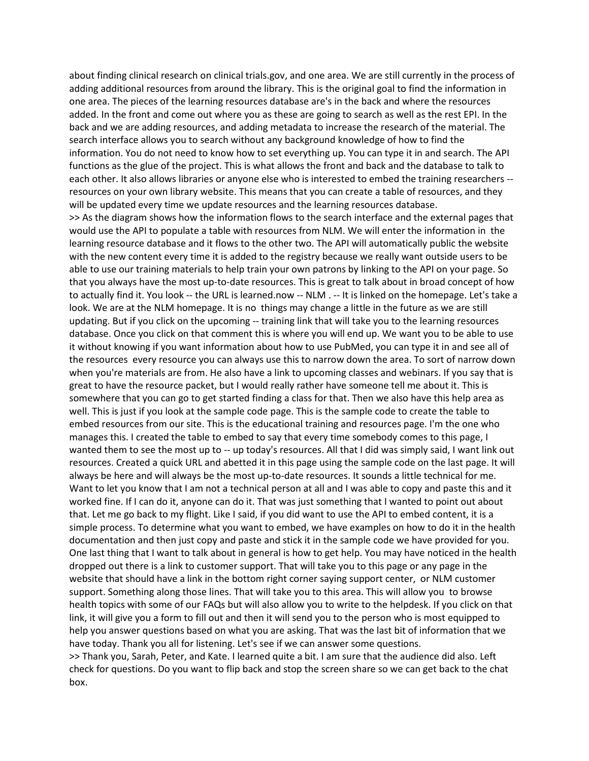about finding clinical research on clinical trials.gov, and one area. We are still currently in the process of adding additional resources from around the library. This is the original goal to find the information in one area. The pieces of the learning resources database are's in the back and where the resources added. In the front and come out where you as these are going to search as well as the rest EPI. In the back and we are adding resources, and adding metadata to increase the research of the material. The search interface allows you to search without any background knowledge of how to find the information. You do not need to know how to set everything up. You can type it in and search. The API functions as the glue of the project. This is what allows the front and back and the database to talk to each other. It also allows libraries or anyone else who is interested to embed the training researchers -- resources on your own library website. This means that you can create a table of resources, and they will be updated every time we update resources and the learning resources database.

>> As the diagram shows how the information flows to the search interface and the external pages that would use the API to populate a table with resources from NLM. We will enter the information in the learning resource database and it flows to the other two. The API will automatically public the website with the new content every time it is added to the registry because we really want outside users to be able to use our training materials to help train your own patrons by linking to the API on your page. So that you always have the most up-to-date resources. This is great to talk about in broad concept of how to actually find it. You look -- the URL is learned.now -- NLM . -- It is linked on the homepage. Let's take a look. We are at the NLM homepage. It is no things may change a little in the future as we are still updating. But if you click on the upcoming -- training link that will take you to the learning resources database. Once you click on that comment this is where you will end up. We want you to be able to use it without knowing if you want information about how to use PubMed, you can type it in and see all of the resources every resource you can always use this to narrow down the area. To sort of narrow down when you're materials are from. He also have a link to upcoming classes and webinars. If you say that is great to have the resource packet, but I would really rather have someone tell me about it. This is somewhere that you can go to get started finding a class for that. Then we also have this help area as well. This is just if you look at the sample code page. This is the sample code to create the table to embed resources from our site. This is the educational training and resources page. I'm the one who manages this. I created the table to embed to say that every time somebody comes to this page, I wanted them to see the most up to -- up today's resources. All that I did was simply said, I want link out resources. Created a quick URL and abetted it in this page using the sample code on the last page. It will always be here and will always be the most up-to-date resources. It sounds a little technical for me. Want to let you know that I am not a technical person at all and I was able to copy and paste this and it worked fine. If I can do it, anyone can do it. That was just something that I wanted to point out about that. Let me go back to my flight. Like I said, if you did want to use the API to embed content, it is a simple process. To determine what you want to embed, we have examples on how to do it in the health documentation and then just copy and paste and stick it in the sample code we have provided for you. One last thing that I want to talk about in general is how to get help. You may have noticed in the health dropped out there is a link to customer support. That will take you to this page or any page in the website that should have a link in the bottom right corner saying support center, or NLM customer support. Something along those lines. That will take you to this area. This will allow you to browse health topics with some of our FAQs but will also allow you to write to the helpdesk. If you click on that link, it will give you a form to fill out and then it will send you to the person who is most equipped to help you answer questions based on what you are asking. That was the last bit of information that we have today. Thank you all for listening. Let's see if we can answer some questions.

>> Thank you, Sarah, Peter, and Kate. I learned quite a bit. I am sure that the audience did also. Left check for questions. Do you want to flip back and stop the screen share so we can get back to the chat box.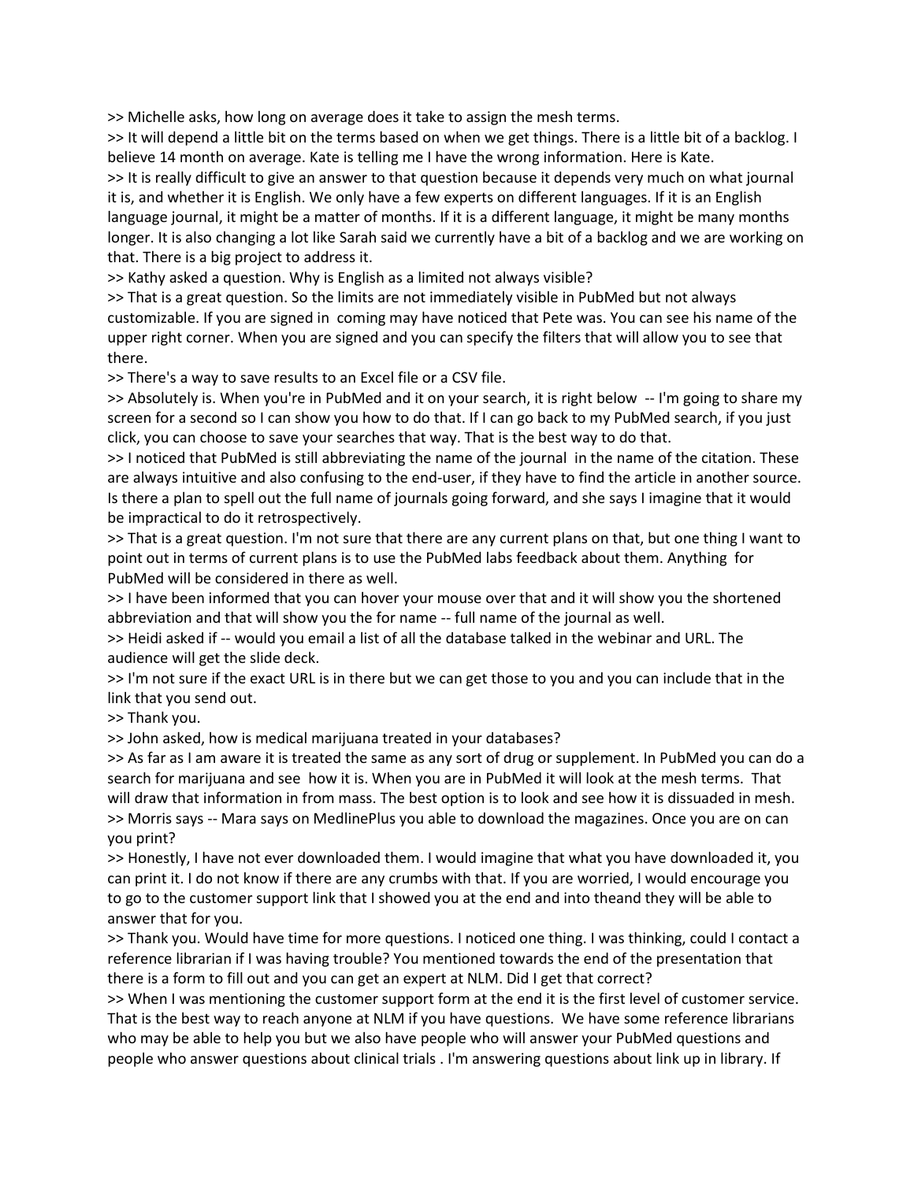>> Michelle asks, how long on average does it take to assign the mesh terms.
>> It will depend a little bit on the terms based on when we get things. There is a little bit of a backlog. I believe 14 month on average. Kate is telling me I have the wrong information. Here is Kate.
>> It is really difficult to give an answer to that question because it depends very much on what journal it is, and whether it is English. We only have a few experts on different languages. If it is an English language journal, it might be a matter of months. If it is a different language, it might be many months longer. It is also changing a lot like Sarah said we currently have a bit of a backlog and we are working on that. There is a big project to address it.
>> Kathy asked a question. Why is English as a limited not always visible?
>> That is a great question. So the limits are not immediately visible in PubMed but not always customizable. If you are signed in coming may have noticed that Pete was. You can see his name of the upper right corner. When you are signed and you can specify the filters that will allow you to see that there.
>> There's a way to save results to an Excel file or a CSV file.
>> Absolutely is. When you're in PubMed and it on your search, it is right below -- I'm going to share my screen for a second so I can show you how to do that. If I can go back to my PubMed search, if you just click, you can choose to save your searches that way. That is the best way to do that.
>> I noticed that PubMed is still abbreviating the name of the journal in the name of the citation. These are always intuitive and also confusing to the end-user, if they have to find the article in another source. Is there a plan to spell out the full name of journals going forward, and she says I imagine that it would be impractical to do it retrospectively.
>> That is a great question. I'm not sure that there are any current plans on that, but one thing I want to point out in terms of current plans is to use the PubMed labs feedback about them. Anything for PubMed will be considered in there as well.
>> I have been informed that you can hover your mouse over that and it will show you the shortened abbreviation and that will show you the for name -- full name of the journal as well.
>> Heidi asked if -- would you email a list of all the database talked in the webinar and URL. The audience will get the slide deck.
>> I'm not sure if the exact URL is in there but we can get those to you and you can include that in the link that you send out.
>> Thank you.
>> John asked, how is medical marijuana treated in your databases?
>> As far as I am aware it is treated the same as any sort of drug or supplement. In PubMed you can do a search for marijuana and see how it is. When you are in PubMed it will look at the mesh terms. That will draw that information in from mass. The best option is to look and see how it is dissuaded in mesh.
>> Morris says -- Mara says on MedlinePlus you able to download the magazines. Once you are on can you print?
>> Honestly, I have not ever downloaded them. I would imagine that what you have downloaded it, you can print it. I do not know if there are any crumbs with that. If you are worried, I would encourage you to go to the customer support link that I showed you at the end and into theand they will be able to answer that for you.
>> Thank you. Would have time for more questions. I noticed one thing. I was thinking, could I contact a reference librarian if I was having trouble? You mentioned towards the end of the presentation that there is a form to fill out and you can get an expert at NLM. Did I get that correct?
>> When I was mentioning the customer support form at the end it is the first level of customer service. That is the best way to reach anyone at NLM if you have questions. We have some reference librarians who may be able to help you but we also have people who will answer your PubMed questions and people who answer questions about clinical trials . I'm answering questions about link up in library. If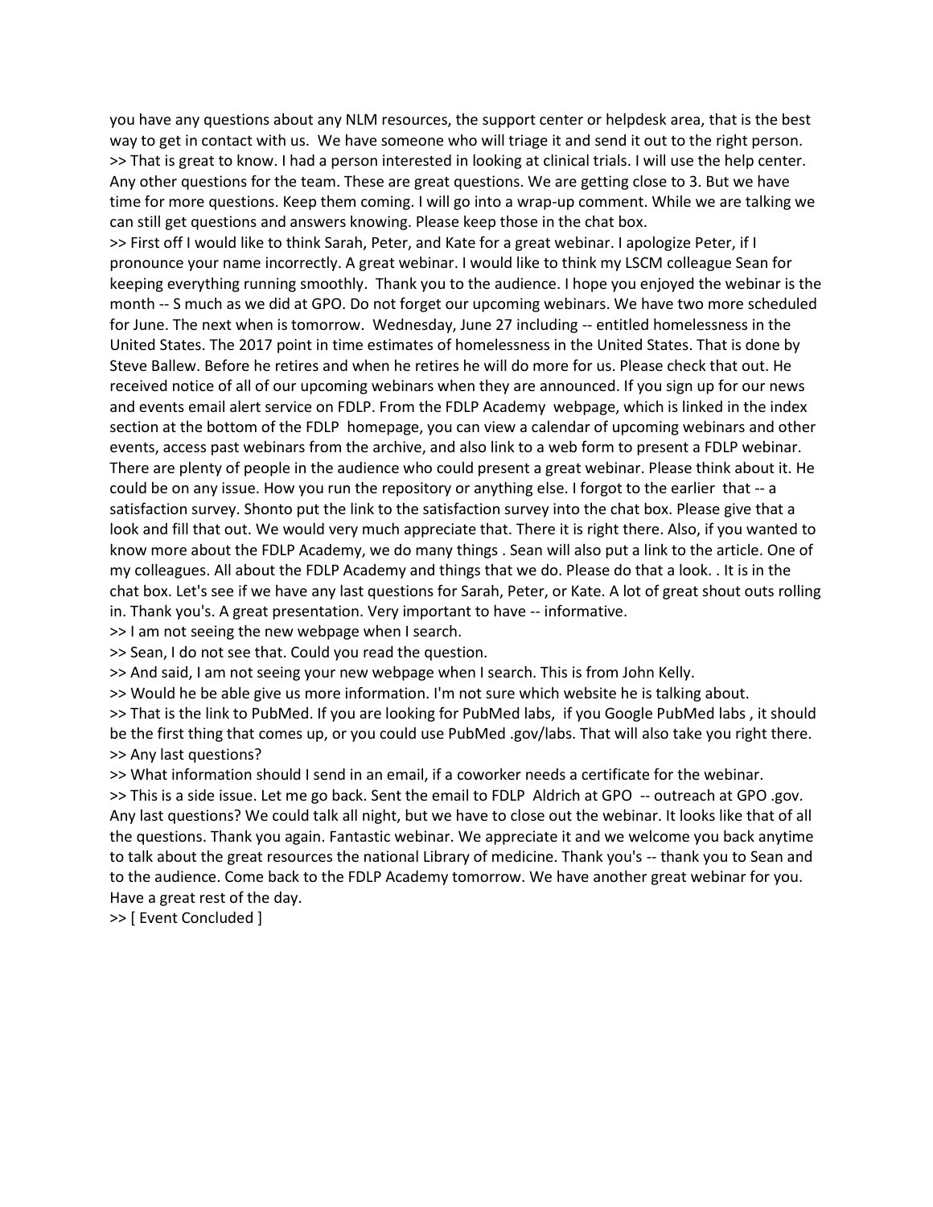you have any questions about any NLM resources, the support center or helpdesk area, that is the best way to get in contact with us. We have someone who will triage it and send it out to the right person.
>> That is great to know. I had a person interested in looking at clinical trials. I will use the help center. Any other questions for the team. These are great questions. We are getting close to 3. But we have time for more questions. Keep them coming. I will go into a wrap-up comment. While we are talking we can still get questions and answers knowing. Please keep those in the chat box.
>> First off I would like to think Sarah, Peter, and Kate for a great webinar. I apologize Peter, if I pronounce your name incorrectly. A great webinar. I would like to think my LSCM colleague Sean for keeping everything running smoothly. Thank you to the audience. I hope you enjoyed the webinar is the month -- S much as we did at GPO. Do not forget our upcoming webinars. We have two more scheduled for June. The next when is tomorrow. Wednesday, June 27 including -- entitled homelessness in the United States. The 2017 point in time estimates of homelessness in the United States. That is done by Steve Ballew. Before he retires and when he retires he will do more for us. Please check that out. He received notice of all of our upcoming webinars when they are announced. If you sign up for our news and events email alert service on FDLP. From the FDLP Academy webpage, which is linked in the index section at the bottom of the FDLP homepage, you can view a calendar of upcoming webinars and other events, access past webinars from the archive, and also link to a web form to present a FDLP webinar. There are plenty of people in the audience who could present a great webinar. Please think about it. He could be on any issue. How you run the repository or anything else. I forgot to the earlier that -- a satisfaction survey. Shonto put the link to the satisfaction survey into the chat box. Please give that a look and fill that out. We would very much appreciate that. There it is right there. Also, if you wanted to know more about the FDLP Academy, we do many things . Sean will also put a link to the article. One of my colleagues. All about the FDLP Academy and things that we do. Please do that a look. . It is in the chat box. Let's see if we have any last questions for Sarah, Peter, or Kate. A lot of great shout outs rolling in. Thank you's. A great presentation. Very important to have -- informative.
>> I am not seeing the new webpage when I search.
>> Sean, I do not see that. Could you read the question.
>> And said, I am not seeing your new webpage when I search. This is from John Kelly.
>> Would he be able give us more information. I'm not sure which website he is talking about.
>> That is the link to PubMed. If you are looking for PubMed labs, if you Google PubMed labs , it should be the first thing that comes up, or you could use PubMed .gov/labs. That will also take you right there.
>> Any last questions?
>> What information should I send in an email, if a coworker needs a certificate for the webinar.
>> This is a side issue. Let me go back. Sent the email to FDLP Aldrich at GPO -- outreach at GPO .gov. Any last questions? We could talk all night, but we have to close out the webinar. It looks like that of all the questions. Thank you again. Fantastic webinar. We appreciate it and we welcome you back anytime to talk about the great resources the national Library of medicine. Thank you's -- thank you to Sean and to the audience. Come back to the FDLP Academy tomorrow. We have another great webinar for you. Have a great rest of the day.
>> [ Event Concluded ]